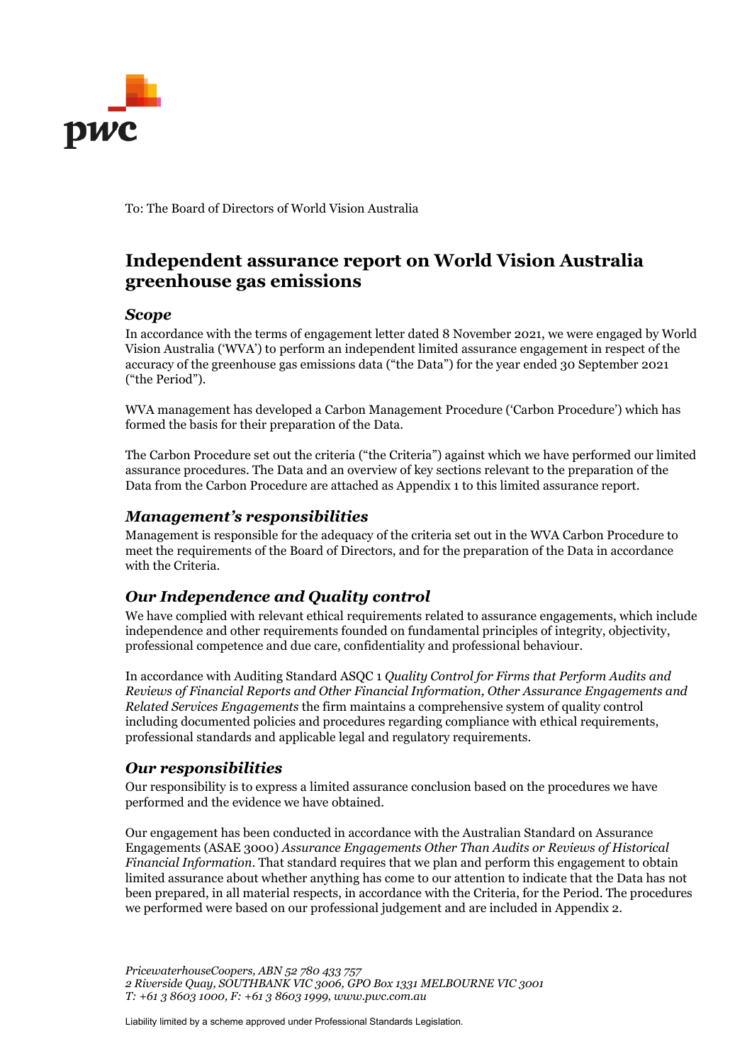To: The Board of Directors of World Vision Australia

# Independent assurance report on World Vision Australia greenhouse gas emissions

## *Scope*

In accordance with the terms of engagement letter dated 8 November 2021, we were engaged by World Vision Australia ('WVA') to perform an independent limited assurance engagement in respect of the accuracy of the greenhouse gas emissions data ("the Data") for the year ended 30 September 2021 ("the Period").

WVA management has developed a Carbon Management Procedure ('Carbon Procedure') which has formed the basis for their preparation of the Data.

The Carbon Procedure set out the criteria ("the Criteria") against which we have performed our limited assurance procedures. The Data and an overview of key sections relevant to the preparation of the Data from the Carbon Procedure are attached as Appendix 1 to this limited assurance report.

## *Management's responsibilities*

Management is responsible for the adequacy of the criteria set out in the WVA Carbon Procedure to meet the requirements of the Board of Directors, and for the preparation of the Data in accordance with the Criteria.

## *Our Independence and Quality control*

We have complied with relevant ethical requirements related to assurance engagements, which include independence and other requirements founded on fundamental principles of integrity, objectivity, professional competence and due care, confidentiality and professional behaviour.

In accordance with Auditing Standard ASQC 1 *Quality Control for Firms that Perform Audits and Reviews of Financial Reports and Other Financial Information, Other Assurance Engagements and Related Services Engagements* the firm maintains a comprehensive system of quality control including documented policies and procedures regarding compliance with ethical requirements, professional standards and applicable legal and regulatory requirements.

## *Our responsibilities*

Our responsibility is to express a limited assurance conclusion based on the procedures we have performed and the evidence we have obtained.

Our engagement has been conducted in accordance with the Australian Standard on Assurance Engagements (ASAE 3000) *Assurance Engagements Other Than Audits or Reviews of Historical Financial Information*. That standard requires that we plan and perform this engagement to obtain limited assurance about whether anything has come to our attention to indicate that the Data has not been prepared, in all material respects, in accordance with the Criteria, for the Period. The procedures we performed were based on our professional judgement and are included in Appendix 2.

*PricewaterhouseCoopers, ABN 52 780 433 757*
*2 Riverside Quay, SOUTHBANK VIC 3006, GPO Box 1331 MELBOURNE VIC 3001*
*T: +61 3 8603 1000, F: +61 3 8603 1999, www.pwc.com.au*

Liability limited by a scheme approved under Professional Standards Legislation.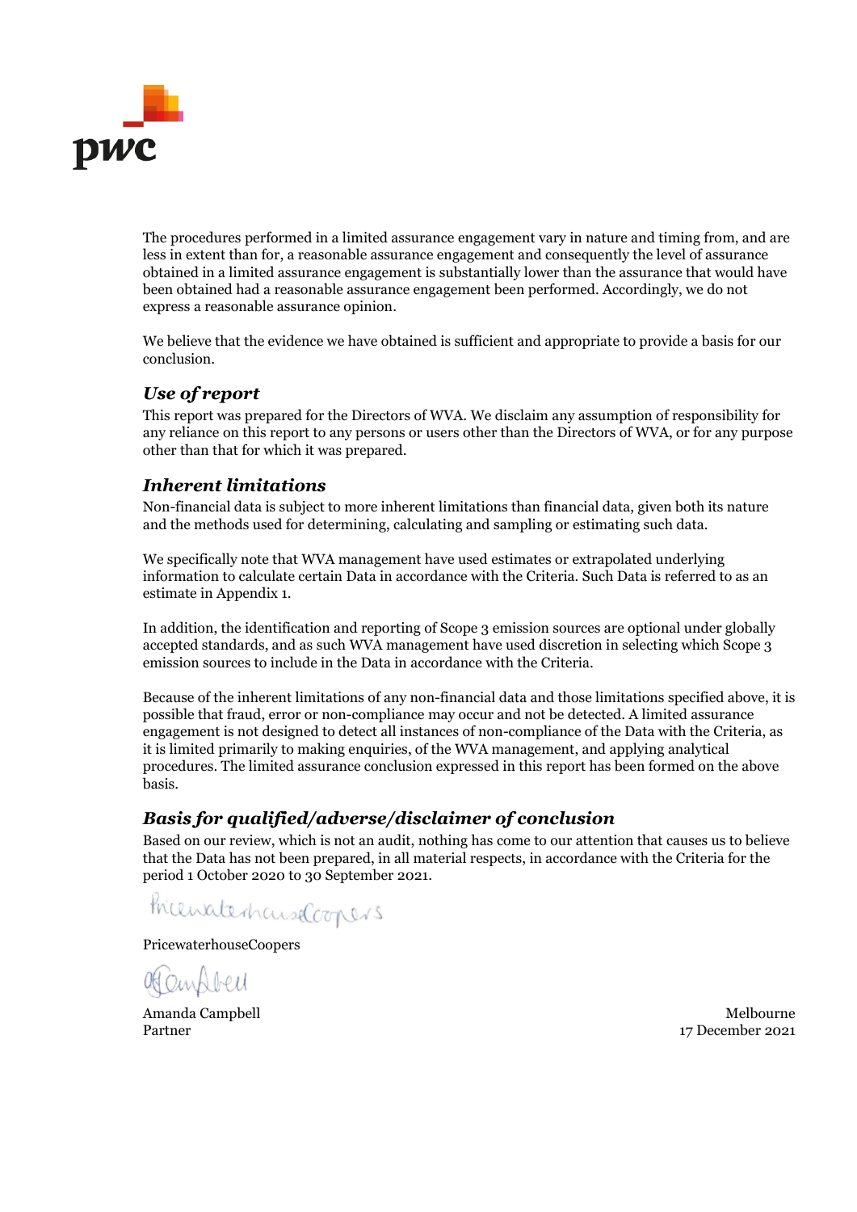The procedures performed in a limited assurance engagement vary in nature and timing from, and are less in extent than for, a reasonable assurance engagement and consequently the level of assurance obtained in a limited assurance engagement is substantially lower than the assurance that would have been obtained had a reasonable assurance engagement been performed. Accordingly, we do not express a reasonable assurance opinion.

We believe that the evidence we have obtained is sufficient and appropriate to provide a basis for our conclusion.

### *Use of report*

This report was prepared for the Directors of WVA. We disclaim any assumption of responsibility for any reliance on this report to any persons or users other than the Directors of WVA, or for any purpose other than that for which it was prepared.

### *Inherent limitations*

Non-financial data is subject to more inherent limitations than financial data, given both its nature and the methods used for determining, calculating and sampling or estimating such data.

We specifically note that WVA management have used estimates or extrapolated underlying information to calculate certain Data in accordance with the Criteria. Such Data is referred to as an estimate in Appendix 1.

In addition, the identification and reporting of Scope 3 emission sources are optional under globally accepted standards, and as such WVA management have used discretion in selecting which Scope 3 emission sources to include in the Data in accordance with the Criteria.

Because of the inherent limitations of any non-financial data and those limitations specified above, it is possible that fraud, error or non-compliance may occur and not be detected. A limited assurance engagement is not designed to detect all instances of non-compliance of the Data with the Criteria, as it is limited primarily to making enquiries, of the WVA management, and applying analytical procedures. The limited assurance conclusion expressed in this report has been formed on the above basis.

### *Basis for qualified/adverse/disclaimer of conclusion*

Based on our review, which is not an audit, nothing has come to our attention that causes us to believe that the Data has not been prepared, in all material respects, in accordance with the Criteria for the period 1 October 2020 to 30 September 2021.

PricewaterhouseCoopers

PricewaterhouseCoopers

Amanda Campbell
Partner

Melbourne
17 December 2021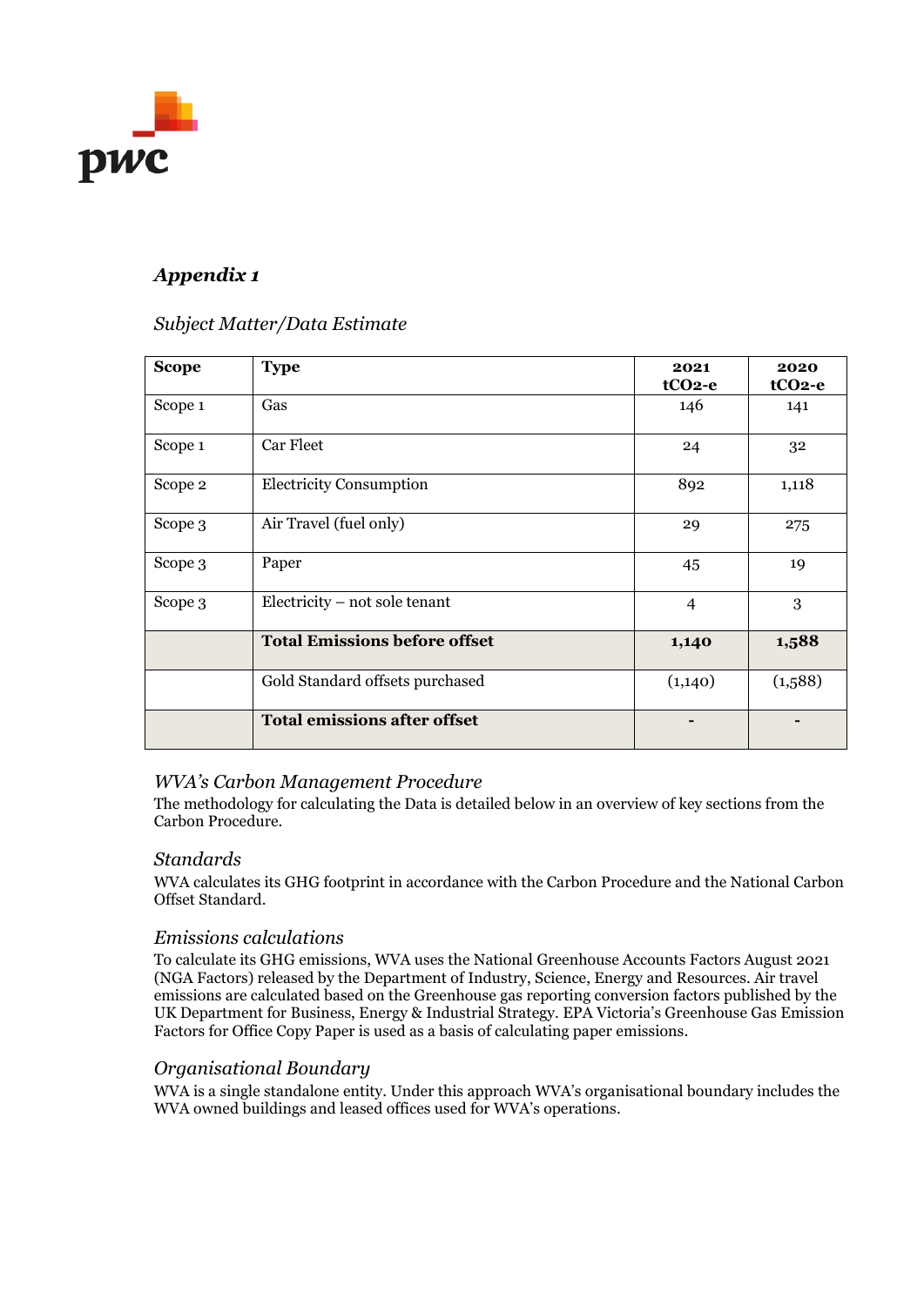## *Appendix 1*

*Subject Matter/Data Estimate*

| Scope | Type | 2021 $tCO_2$-e | 2020 $tCO_2$-e |
|---|---|---|---|
| Scope 1 | Gas | 146 | 141 |
| Scope 1 | Car Fleet | 24 | 32 |
| Scope 2 | Electricity Consumption | 892 | 1,118 |
| Scope 3 | Air Travel (fuel only) | 29 | 275 |
| Scope 3 | Paper | 45 | 19 |
| Scope 3 | Electricity – not sole tenant | 4 | 3 |
| | **Total Emissions before offset** | **1,140** | **1,588** |
| | Gold Standard offsets purchased | (1,140) | (1,588) |
| | **Total emissions after offset** | - | - |

### *WVA's Carbon Management Procedure*

The methodology for calculating the Data is detailed below in an overview of key sections from the Carbon Procedure.

### *Standards*

WVA calculates its GHG footprint in accordance with the Carbon Procedure and the National Carbon Offset Standard.

### *Emissions calculations*

To calculate its GHG emissions, WVA uses the National Greenhouse Accounts Factors August 2021 (NGA Factors) released by the Department of Industry, Science, Energy and Resources. Air travel emissions are calculated based on the Greenhouse gas reporting conversion factors published by the UK Department for Business, Energy & Industrial Strategy. EPA Victoria's Greenhouse Gas Emission Factors for Office Copy Paper is used as a basis of calculating paper emissions.

### *Organisational Boundary*

WVA is a single standalone entity. Under this approach WVA's organisational boundary includes the WVA owned buildings and leased offices used for WVA's operations.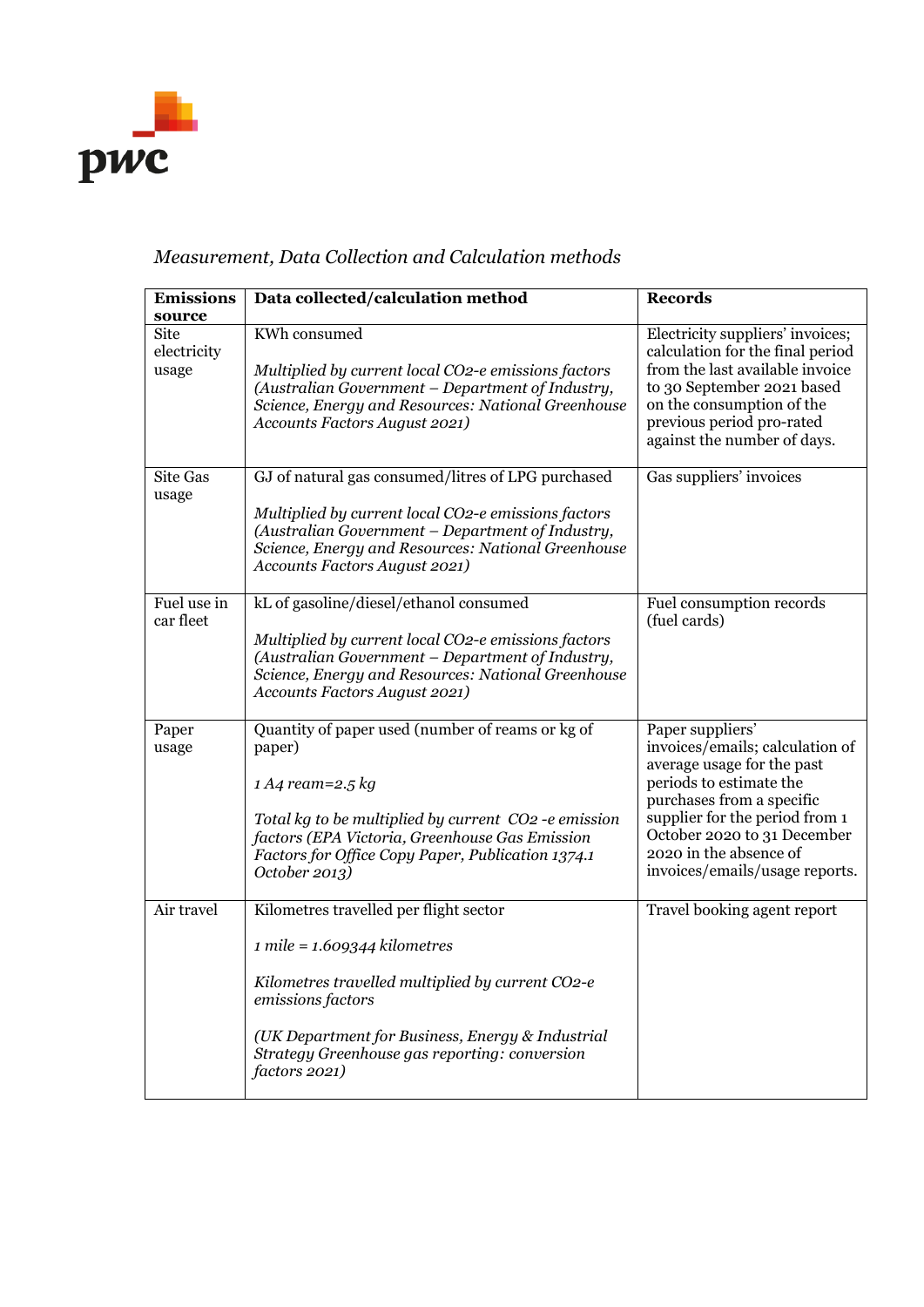*Measurement, Data Collection and Calculation methods*

| Emissions source | Data collected/calculation method | Records |
|---|---|---|
| Site electricity usage | KWh consumed<br><br>*Multiplied by current local CO2-e emissions factors (Australian Government – Department of Industry, Science, Energy and Resources: National Greenhouse Accounts Factors August 2021)* | Electricity suppliers' invoices; calculation for the final period from the last available invoice to 30 September 2021 based on the consumption of the previous period pro-rated against the number of days. |
| Site Gas usage | GJ of natural gas consumed/litres of LPG purchased<br><br>*Multiplied by current local CO2-e emissions factors (Australian Government – Department of Industry, Science, Energy and Resources: National Greenhouse Accounts Factors August 2021)* | Gas suppliers' invoices |
| Fuel use in car fleet | kL of gasoline/diesel/ethanol consumed<br><br>*Multiplied by current local CO2-e emissions factors (Australian Government – Department of Industry, Science, Energy and Resources: National Greenhouse Accounts Factors August 2021)* | Fuel consumption records (fuel cards) |
| Paper usage | Quantity of paper used (number of reams or kg of paper)<br><br>*1 A4 ream=2.5 kg*<br><br>*Total kg to be multiplied by current CO2 -e emission factors (EPA Victoria, Greenhouse Gas Emission Factors for Office Copy Paper, Publication 1374.1 October 2013)* | Paper suppliers' invoices/emails; calculation of average usage for the past periods to estimate the purchases from a specific supplier for the period from 1 October 2020 to 31 December 2020 in the absence of invoices/emails/usage reports. |
| Air travel | Kilometres travelled per flight sector<br><br>*1 mile = 1.609344 kilometres*<br><br>*Kilometres travelled multiplied by current CO2-e emissions factors*<br><br>*(UK Department for Business, Energy & Industrial Strategy Greenhouse gas reporting: conversion factors 2021)* | Travel booking agent report |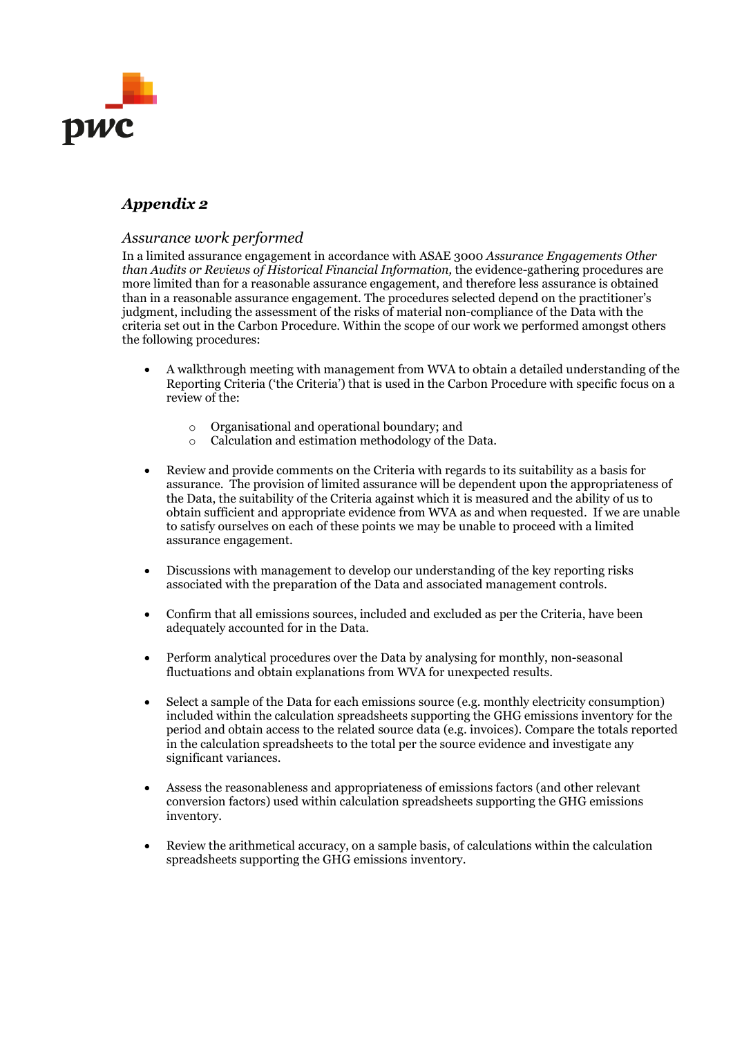## *Appendix 2*

### *Assurance work performed*

In a limited assurance engagement in accordance with ASAE 3000 *Assurance Engagements Other than Audits or Reviews of Historical Financial Information,* the evidence-gathering procedures are more limited than for a reasonable assurance engagement, and therefore less assurance is obtained than in a reasonable assurance engagement. The procedures selected depend on the practitioner's judgment, including the assessment of the risks of material non-compliance of the Data with the criteria set out in the Carbon Procedure. Within the scope of our work we performed amongst others the following procedures:

- A walkthrough meeting with management from WVA to obtain a detailed understanding of the Reporting Criteria ('the Criteria') that is used in the Carbon Procedure with specific focus on a review of the:
  - Organisational and operational boundary; and
  - Calculation and estimation methodology of the Data.
- Review and provide comments on the Criteria with regards to its suitability as a basis for assurance. The provision of limited assurance will be dependent upon the appropriateness of the Data, the suitability of the Criteria against which it is measured and the ability of us to obtain sufficient and appropriate evidence from WVA as and when requested. If we are unable to satisfy ourselves on each of these points we may be unable to proceed with a limited assurance engagement.
- Discussions with management to develop our understanding of the key reporting risks associated with the preparation of the Data and associated management controls.
- Confirm that all emissions sources, included and excluded as per the Criteria, have been adequately accounted for in the Data.
- Perform analytical procedures over the Data by analysing for monthly, non-seasonal fluctuations and obtain explanations from WVA for unexpected results.
- Select a sample of the Data for each emissions source (e.g. monthly electricity consumption) included within the calculation spreadsheets supporting the GHG emissions inventory for the period and obtain access to the related source data (e.g. invoices). Compare the totals reported in the calculation spreadsheets to the total per the source evidence and investigate any significant variances.
- Assess the reasonableness and appropriateness of emissions factors (and other relevant conversion factors) used within calculation spreadsheets supporting the GHG emissions inventory.
- Review the arithmetical accuracy, on a sample basis, of calculations within the calculation spreadsheets supporting the GHG emissions inventory.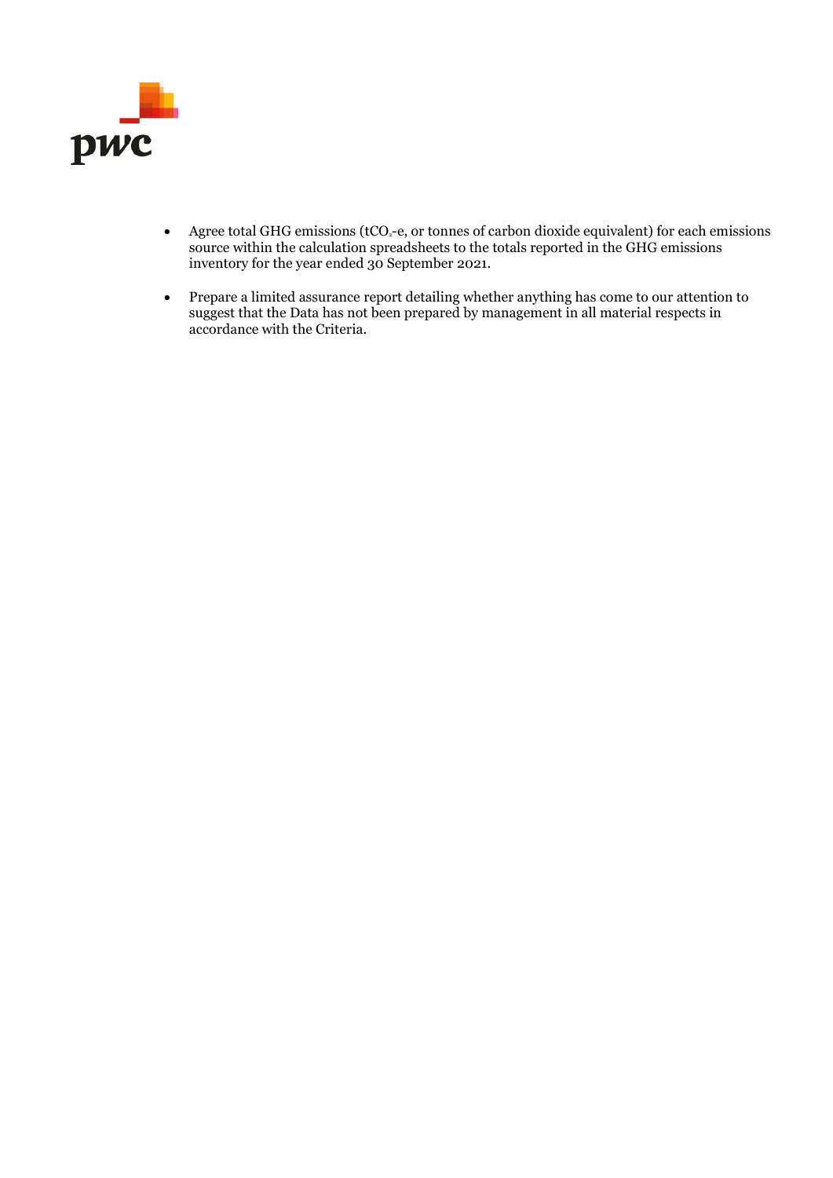- Agree total GHG emissions ($tCO_2$-e, or tonnes of carbon dioxide equivalent) for each emissions source within the calculation spreadsheets to the totals reported in the GHG emissions inventory for the year ended 30 September 2021.

- Prepare a limited assurance report detailing whether anything has come to our attention to suggest that the Data has not been prepared by management in all material respects in accordance with the Criteria.